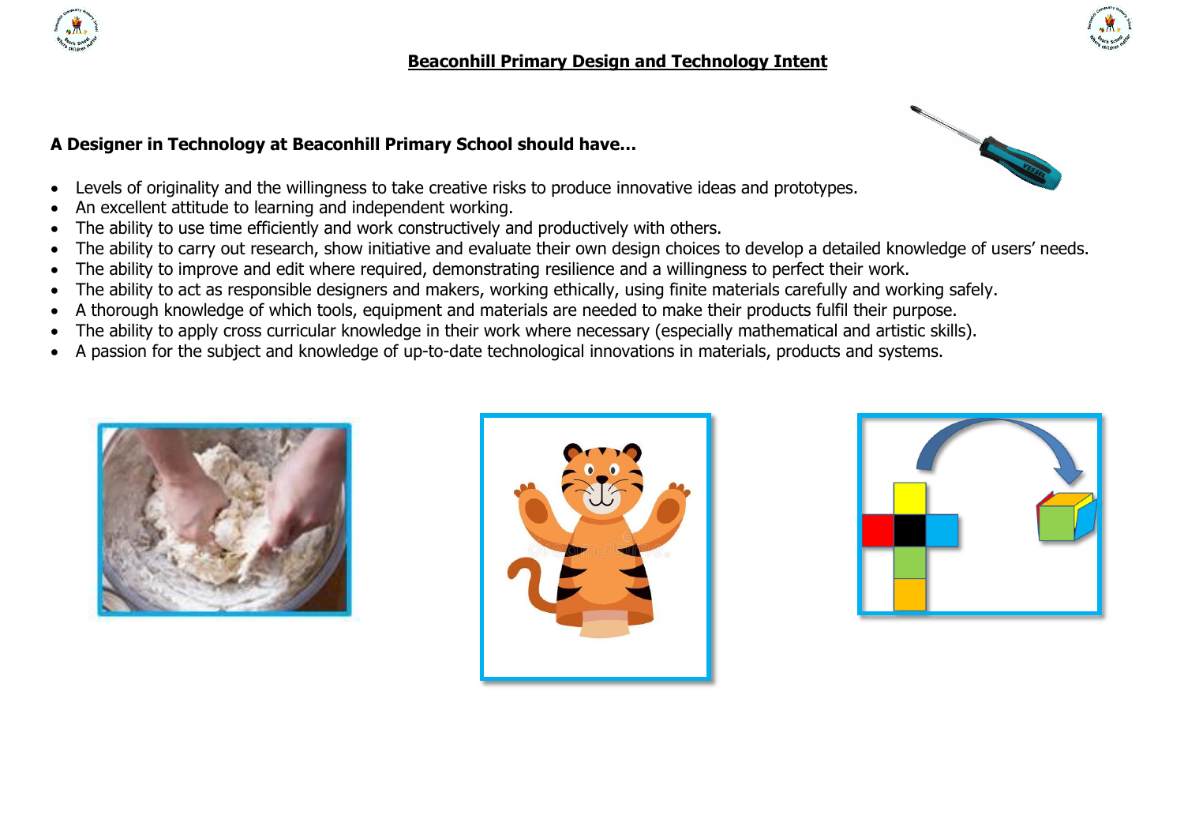# Beaconhill Primary Design and Technology Intent

**A Designer in Technology at Beaconhill Primary School should have…**

- Levels of originality and the willingness to take creative risks to produce innovative ideas and prototypes.
- An excellent attitude to learning and independent working.
- The ability to use time efficiently and work constructively and productively with others.
- The ability to carry out research, show initiative and evaluate their own design choices to develop a detailed knowledge of users' needs.
- The ability to improve and edit where required, demonstrating resilience and a willingness to perfect their work.
- The ability to act as responsible designers and makers, working ethically, using finite materials carefully and working safely.
- A thorough knowledge of which tools, equipment and materials are needed to make their products fulfil their purpose.
- The ability to apply cross curricular knowledge in their work where necessary (especially mathematical and artistic skills).
- A passion for the subject and knowledge of up-to-date technological innovations in materials, products and systems.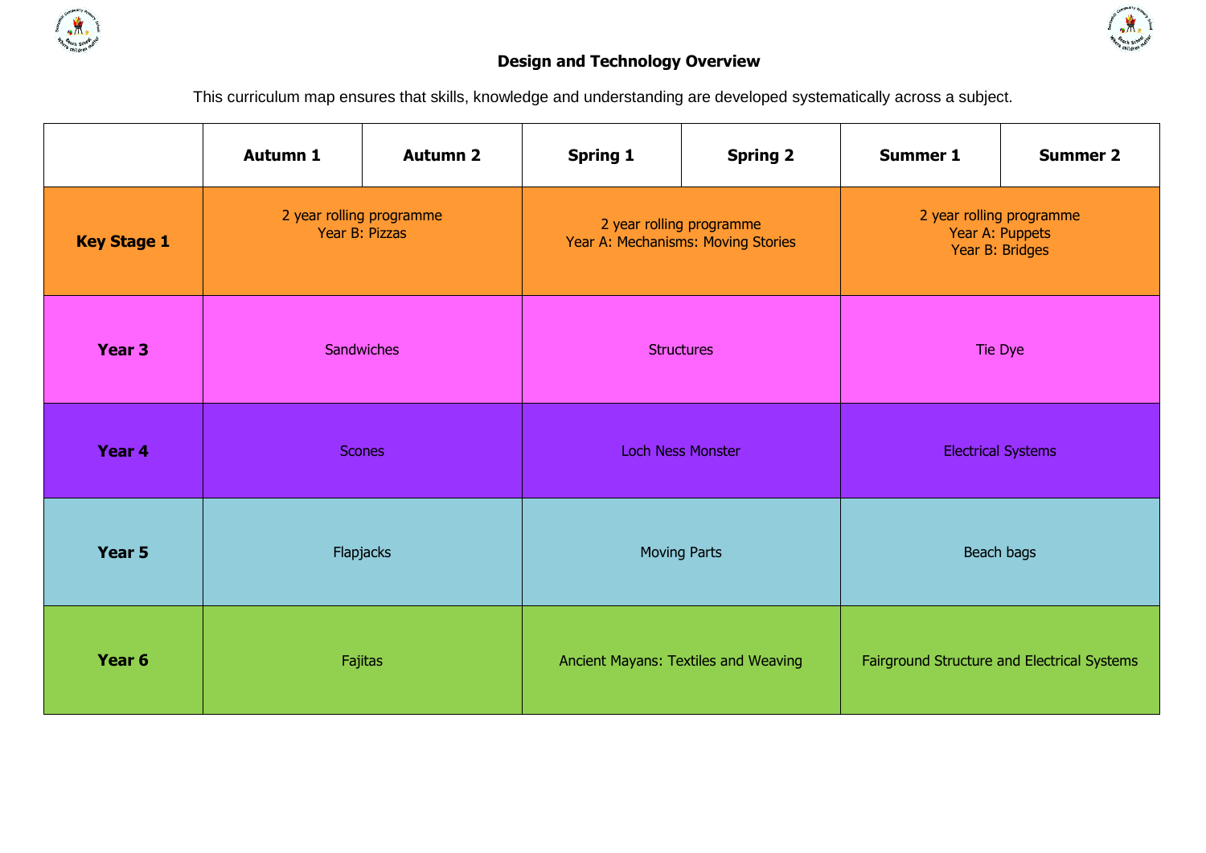## Design and Technology Overview

This curriculum map ensures that skills, knowledge and understanding are developed systematically across a subject.

| | Autumn 1 | Autumn 2 | Spring 1 | Spring 2 | Summer 1 | Summer 2 |
|---|---|---|---|---|---|---|
| **Key Stage 1** | 2 year rolling programme<br>Year B: Pizzas | | 2 year rolling programme<br>Year A: Mechanisms: Moving Stories | | 2 year rolling programme<br>Year A: Puppets<br>Year B: Bridges | |
| **Year 3** | Sandwiches | | Structures | | Tie Dye | |
| **Year 4** | Scones | | Loch Ness Monster | | Electrical Systems | |
| **Year 5** | Flapjacks | | Moving Parts | | Beach bags | |
| **Year 6** | Fajitas | | Ancient Mayans: Textiles and Weaving | | Fairground Structure and Electrical Systems | |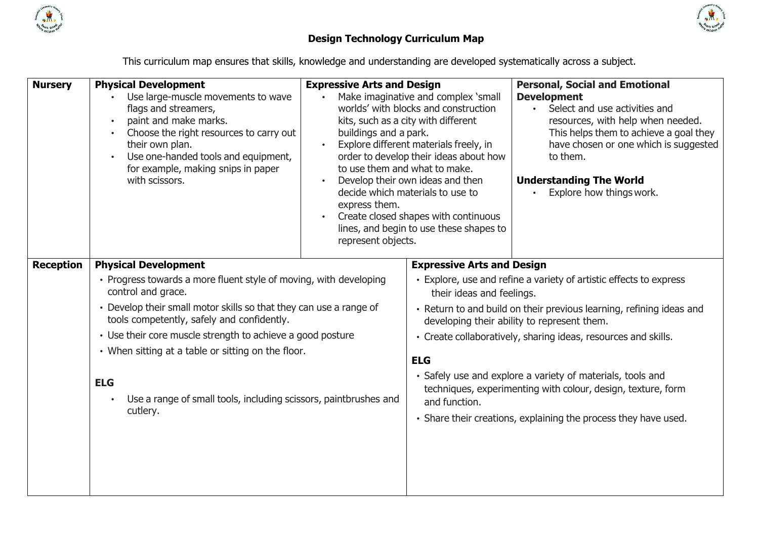# Design Technology Curriculum Map

This curriculum map ensures that skills, knowledge and understanding are developed systematically across a subject.

| | | | |
|---|---|---|---|
| **Nursery** | **Physical Development**<br>• Use large-muscle movements to wave flags and streamers,<br>• paint and make marks.<br>• Choose the right resources to carry out their own plan.<br>• Use one-handed tools and equipment, for example, making snips in paper with scissors. | **Expressive Arts and Design**<br>• Make imaginative and complex 'small worlds' with blocks and construction kits, such as a city with different buildings and a park.<br>• Explore different materials freely, in order to develop their ideas about how to use them and what to make.<br>• Develop their own ideas and then decide which materials to use to express them.<br>• Create closed shapes with continuous lines, and begin to use these shapes to represent objects. | **Personal, Social and Emotional Development**<br>• Select and use activities and resources, with help when needed. This helps them to achieve a goal they have chosen or one which is suggested to them.<br><br>**Understanding The World**<br>• Explore how things work. |
| **Reception** | **Physical Development**<br>• Progress towards a more fluent style of moving, with developing control and grace.<br>• Develop their small motor skills so that they can use a range of tools competently, safely and confidently.<br>• Use their core muscle strength to achieve a good posture<br>• When sitting at a table or sitting on the floor.<br><br>**ELG**<br>• Use a range of small tools, including scissors, paintbrushes and cutlery. | **Expressive Arts and Design**<br>• Explore, use and refine a variety of artistic effects to express their ideas and feelings.<br>• Return to and build on their previous learning, refining ideas and developing their ability to represent them.<br>• Create collaboratively, sharing ideas, resources and skills.<br><br>**ELG**<br>• Safely use and explore a variety of materials, tools and techniques, experimenting with colour, design, texture, form and function.<br>• Share their creations, explaining the process they have used. | |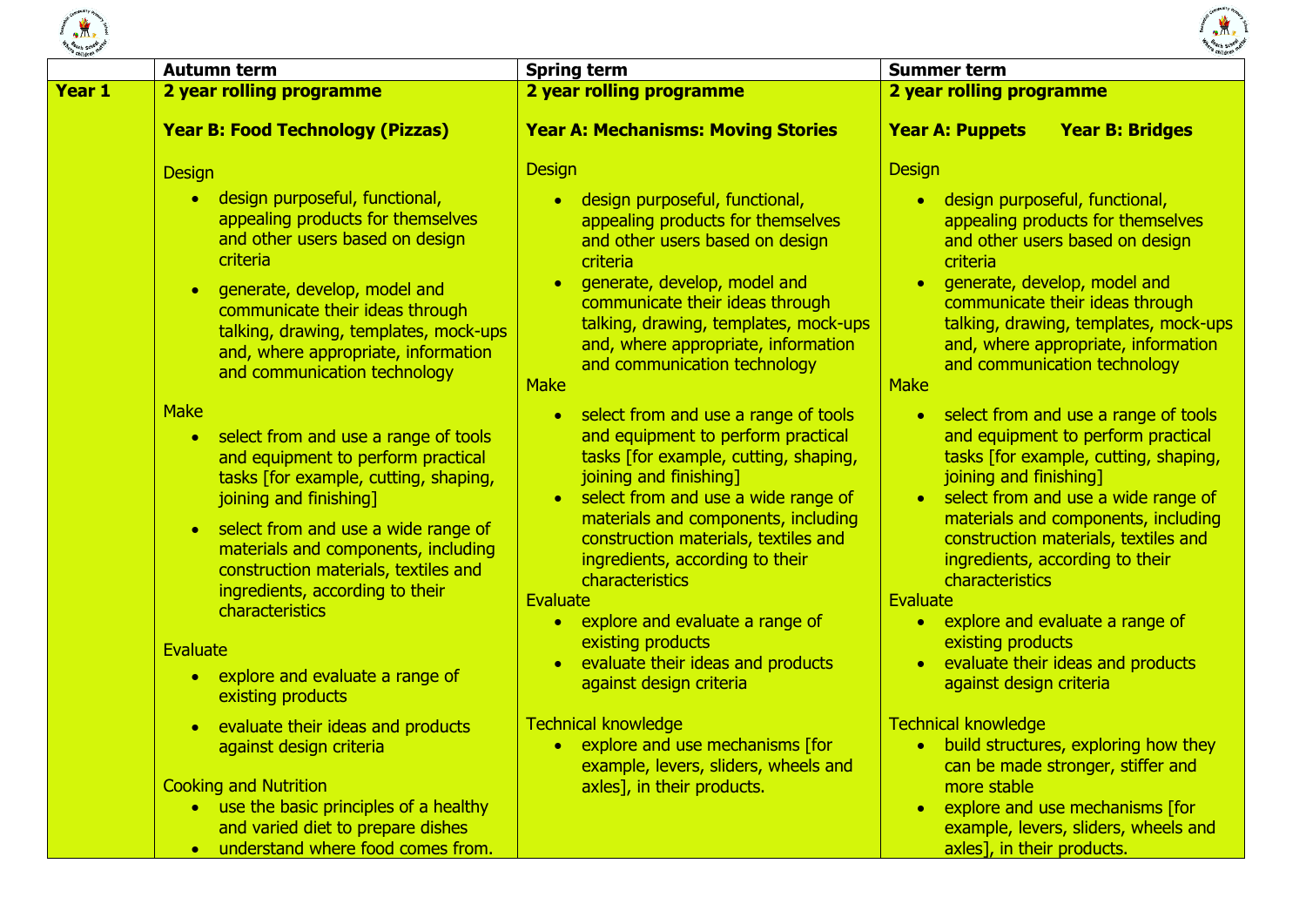| | Autumn term | Spring term | Summer term |
|---|---|---|---|
| **Year 1** | **2 year rolling programme**<br><br>**Year B: Food Technology (Pizzas)**<br><br>Design<br>• design purposeful, functional, appealing products for themselves and other users based on design criteria<br>• generate, develop, model and communicate their ideas through talking, drawing, templates, mock-ups and, where appropriate, information and communication technology<br><br>Make<br>• select from and use a range of tools and equipment to perform practical tasks [for example, cutting, shaping, joining and finishing]<br>• select from and use a wide range of materials and components, including construction materials, textiles and ingredients, according to their characteristics<br><br>Evaluate<br>• explore and evaluate a range of existing products<br>• evaluate their ideas and products against design criteria<br><br>Cooking and Nutrition<br>• use the basic principles of a healthy and varied diet to prepare dishes<br>• understand where food comes from. | **2 year rolling programme**<br><br>**Year A: Mechanisms: Moving Stories**<br><br>Design<br>• design purposeful, functional, appealing products for themselves and other users based on design criteria<br>• generate, develop, model and communicate their ideas through talking, drawing, templates, mock-ups and, where appropriate, information and communication technology<br><br>Make<br>• select from and use a range of tools and equipment to perform practical tasks [for example, cutting, shaping, joining and finishing]<br>• select from and use a wide range of materials and components, including construction materials, textiles and ingredients, according to their characteristics<br><br>Evaluate<br>• explore and evaluate a range of existing products<br>• evaluate their ideas and products against design criteria<br><br>Technical knowledge<br>• explore and use mechanisms [for example, levers, sliders, wheels and axles], in their products. | **2 year rolling programme**<br><br>**Year A: Puppets Year B: Bridges**<br><br>Design<br>• design purposeful, functional, appealing products for themselves and other users based on design criteria<br>• generate, develop, model and communicate their ideas through talking, drawing, templates, mock-ups and, where appropriate, information and communication technology<br><br>Make<br>• select from and use a range of tools and equipment to perform practical tasks [for example, cutting, shaping, joining and finishing]<br>• select from and use a wide range of materials and components, including construction materials, textiles and ingredients, according to their characteristics<br><br>Evaluate<br>• explore and evaluate a range of existing products<br>• evaluate their ideas and products against design criteria<br><br>Technical knowledge<br>• build structures, exploring how they can be made stronger, stiffer and more stable<br>• explore and use mechanisms [for example, levers, sliders, wheels and axles], in their products. |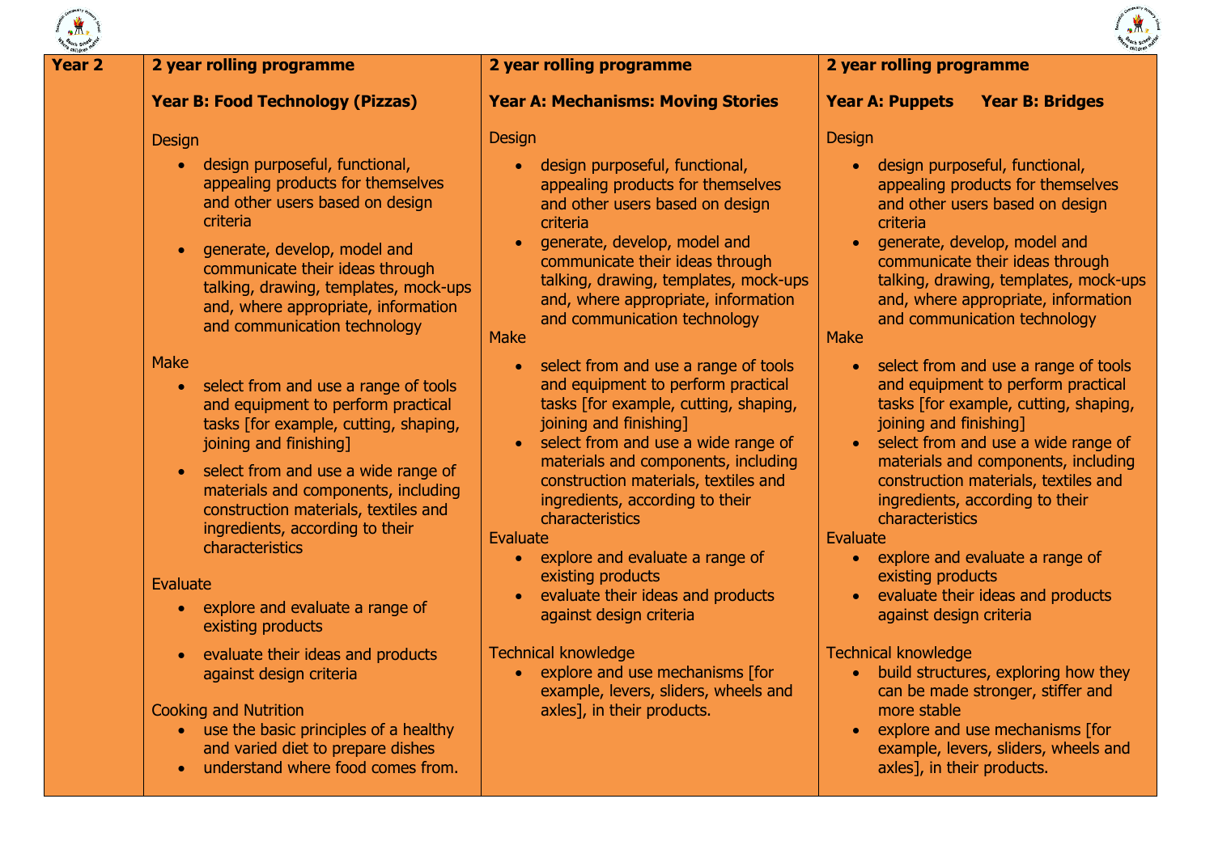| Year 2 | 2 year rolling programme | 2 year rolling programme | 2 year rolling programme |
| --- | --- | --- | --- |
| | **Year B: Food Technology (Pizzas)** | **Year A: Mechanisms: Moving Stories** | **Year A: Puppets     Year B: Bridges** |
| | Design<br>• design purposeful, functional, appealing products for themselves and other users based on design criteria<br>• generate, develop, model and communicate their ideas through talking, drawing, templates, mock-ups and, where appropriate, information and communication technology<br><br>Make<br>• select from and use a range of tools and equipment to perform practical tasks [for example, cutting, shaping, joining and finishing]<br>• select from and use a wide range of materials and components, including construction materials, textiles and ingredients, according to their characteristics<br><br>Evaluate<br>• explore and evaluate a range of existing products<br>• evaluate their ideas and products against design criteria<br><br>Cooking and Nutrition<br>• use the basic principles of a healthy and varied diet to prepare dishes<br>• understand where food comes from. | Design<br>• design purposeful, functional, appealing products for themselves and other users based on design criteria<br>• generate, develop, model and communicate their ideas through talking, drawing, templates, mock-ups and, where appropriate, information and communication technology<br><br>Make<br>• select from and use a range of tools and equipment to perform practical tasks [for example, cutting, shaping, joining and finishing]<br>• select from and use a wide range of materials and components, including construction materials, textiles and ingredients, according to their characteristics<br><br>Evaluate<br>• explore and evaluate a range of existing products<br>• evaluate their ideas and products against design criteria<br><br>Technical knowledge<br>• explore and use mechanisms [for example, levers, sliders, wheels and axles], in their products. | Design<br>• design purposeful, functional, appealing products for themselves and other users based on design criteria<br>• generate, develop, model and communicate their ideas through talking, drawing, templates, mock-ups and, where appropriate, information and communication technology<br><br>Make<br>• select from and use a range of tools and equipment to perform practical tasks [for example, cutting, shaping, joining and finishing]<br>• select from and use a wide range of materials and components, including construction materials, textiles and ingredients, according to their characteristics<br><br>Evaluate<br>• explore and evaluate a range of existing products<br>• evaluate their ideas and products against design criteria<br><br>Technical knowledge<br>• build structures, exploring how they can be made stronger, stiffer and more stable<br>• explore and use mechanisms [for example, levers, sliders, wheels and axles], in their products. |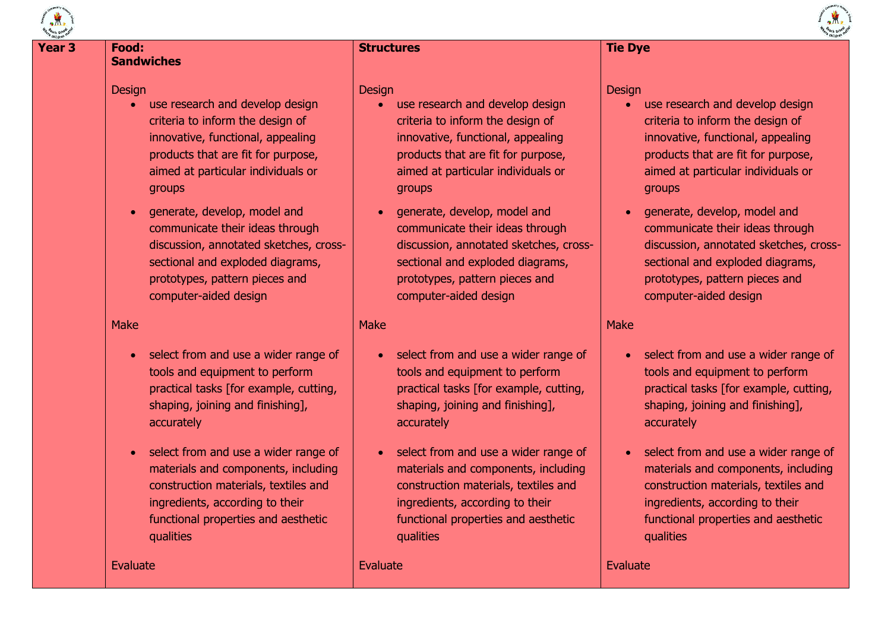| Year 3 | Food: Sandwiches | Structures | Tie Dye |
|---|---|---|---|
| | Design<br>• use research and develop design criteria to inform the design of innovative, functional, appealing products that are fit for purpose, aimed at particular individuals or groups<br>• generate, develop, model and communicate their ideas through discussion, annotated sketches, cross-sectional and exploded diagrams, prototypes, pattern pieces and computer-aided design<br><br>Make<br>• select from and use a wider range of tools and equipment to perform practical tasks [for example, cutting, shaping, joining and finishing], accurately<br>• select from and use a wider range of materials and components, including construction materials, textiles and ingredients, according to their functional properties and aesthetic qualities<br><br>Evaluate | Design<br>• use research and develop design criteria to inform the design of innovative, functional, appealing products that are fit for purpose, aimed at particular individuals or groups<br>• generate, develop, model and communicate their ideas through discussion, annotated sketches, cross-sectional and exploded diagrams, prototypes, pattern pieces and computer-aided design<br><br>Make<br>• select from and use a wider range of tools and equipment to perform practical tasks [for example, cutting, shaping, joining and finishing], accurately<br>• select from and use a wider range of materials and components, including construction materials, textiles and ingredients, according to their functional properties and aesthetic qualities<br><br>Evaluate | Design<br>• use research and develop design criteria to inform the design of innovative, functional, appealing products that are fit for purpose, aimed at particular individuals or groups<br>• generate, develop, model and communicate their ideas through discussion, annotated sketches, cross-sectional and exploded diagrams, prototypes, pattern pieces and computer-aided design<br><br>Make<br>• select from and use a wider range of tools and equipment to perform practical tasks [for example, cutting, shaping, joining and finishing], accurately<br>• select from and use a wider range of materials and components, including construction materials, textiles and ingredients, according to their functional properties and aesthetic qualities<br><br>Evaluate |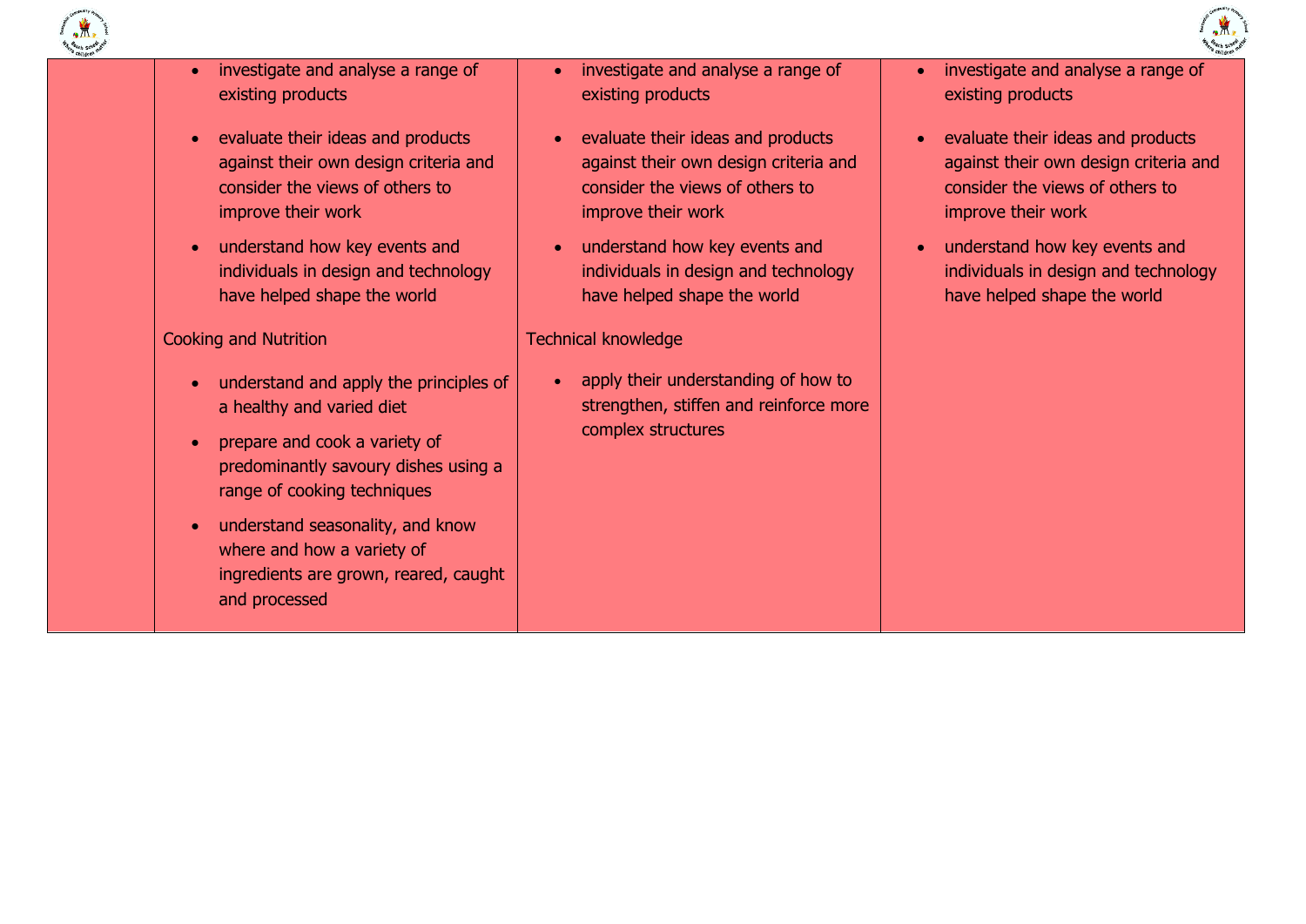| | | | |
|---|---|---|---|
| | • investigate and analyse a range of existing products<br><br>• evaluate their ideas and products against their own design criteria and consider the views of others to improve their work<br><br>• understand how key events and individuals in design and technology have helped shape the world<br><br>Cooking and Nutrition<br><br>• understand and apply the principles of a healthy and varied diet<br><br>• prepare and cook a variety of predominantly savoury dishes using a range of cooking techniques<br><br>• understand seasonality, and know where and how a variety of ingredients are grown, reared, caught and processed | • investigate and analyse a range of existing products<br><br>• evaluate their ideas and products against their own design criteria and consider the views of others to improve their work<br><br>• understand how key events and individuals in design and technology have helped shape the world<br><br>Technical knowledge<br><br>• apply their understanding of how to strengthen, stiffen and reinforce more complex structures | • investigate and analyse a range of existing products<br><br>• evaluate their ideas and products against their own design criteria and consider the views of others to improve their work<br><br>• understand how key events and individuals in design and technology have helped shape the world |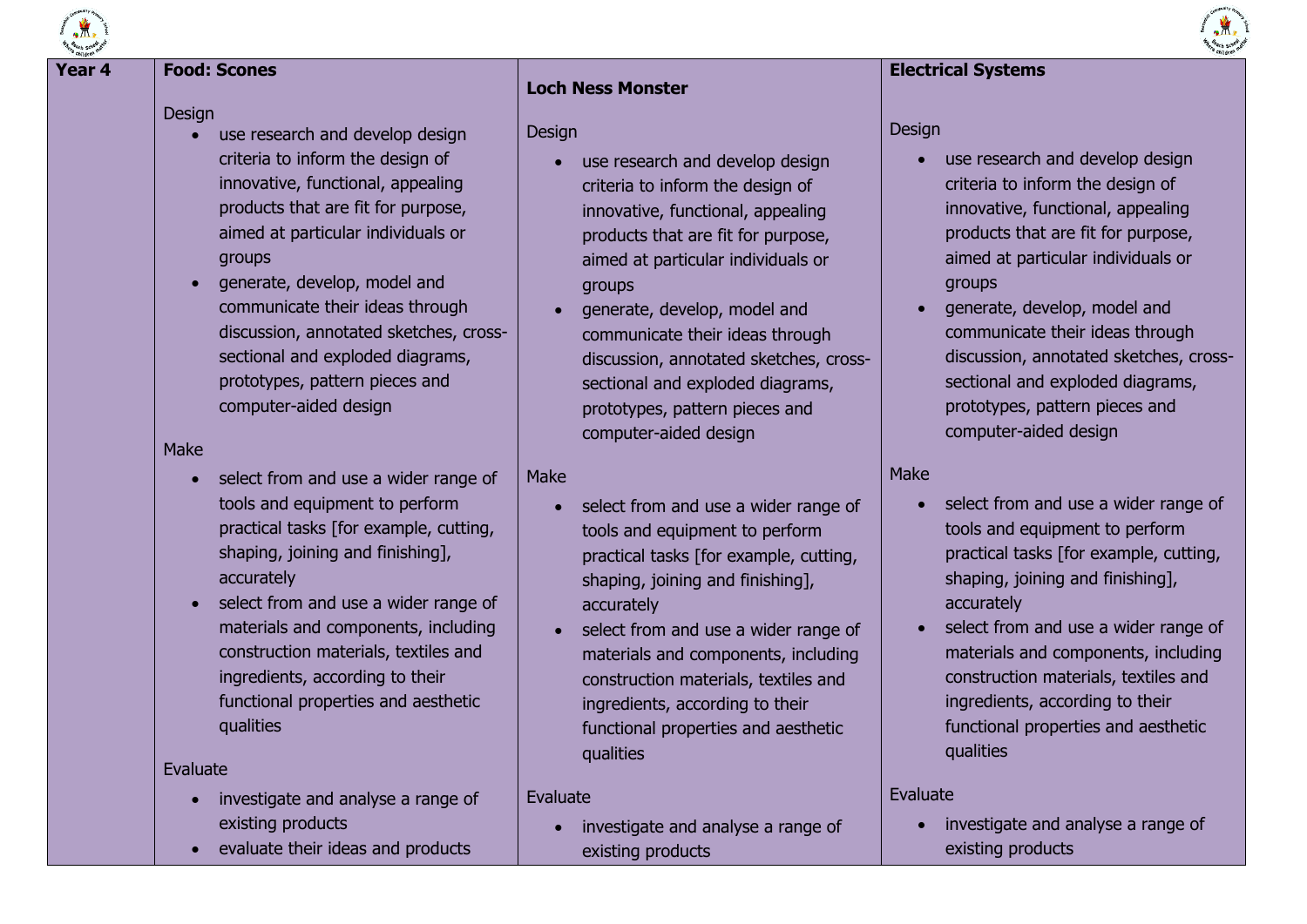| Year 4 | Food: Scones | Loch Ness Monster | Electrical Systems |
|---|---|---|---|
| | Design<br>• use research and develop design criteria to inform the design of innovative, functional, appealing products that are fit for purpose, aimed at particular individuals or groups<br>• generate, develop, model and communicate their ideas through discussion, annotated sketches, cross-sectional and exploded diagrams, prototypes, pattern pieces and computer-aided design<br><br>Make<br>• select from and use a wider range of tools and equipment to perform practical tasks [for example, cutting, shaping, joining and finishing], accurately<br>• select from and use a wider range of materials and components, including construction materials, textiles and ingredients, according to their functional properties and aesthetic qualities<br><br>Evaluate<br>• investigate and analyse a range of existing products<br>• evaluate their ideas and products | Design<br>• use research and develop design criteria to inform the design of innovative, functional, appealing products that are fit for purpose, aimed at particular individuals or groups<br>• generate, develop, model and communicate their ideas through discussion, annotated sketches, cross-sectional and exploded diagrams, prototypes, pattern pieces and computer-aided design<br><br>Make<br>• select from and use a wider range of tools and equipment to perform practical tasks [for example, cutting, shaping, joining and finishing], accurately<br>• select from and use a wider range of materials and components, including construction materials, textiles and ingredients, according to their functional properties and aesthetic qualities<br><br>Evaluate<br>• investigate and analyse a range of existing products | Design<br>• use research and develop design criteria to inform the design of innovative, functional, appealing products that are fit for purpose, aimed at particular individuals or groups<br>• generate, develop, model and communicate their ideas through discussion, annotated sketches, cross-sectional and exploded diagrams, prototypes, pattern pieces and computer-aided design<br><br>Make<br>• select from and use a wider range of tools and equipment to perform practical tasks [for example, cutting, shaping, joining and finishing], accurately<br>• select from and use a wider range of materials and components, including construction materials, textiles and ingredients, according to their functional properties and aesthetic qualities<br><br>Evaluate<br>• investigate and analyse a range of existing products |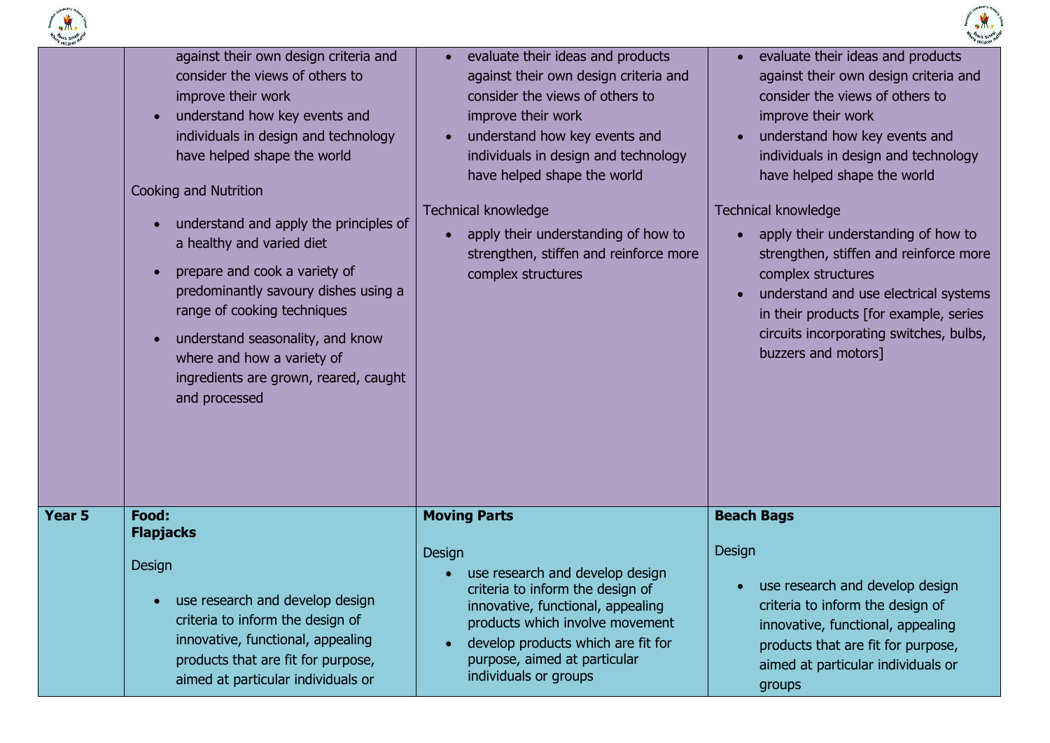| | | | |
|---|---|---|---|
| | <ul><li>against their own design criteria and consider the views of others to improve their work</li><li>understand how key events and individuals in design and technology have helped shape the world</li></ul>Cooking and Nutrition<ul><li>understand and apply the principles of a healthy and varied diet</li><li>prepare and cook a variety of predominantly savoury dishes using a range of cooking techniques</li><li>understand seasonality, and know where and how a variety of ingredients are grown, reared, caught and processed</li></ul> | <ul><li>evaluate their ideas and products against their own design criteria and consider the views of others to improve their work</li><li>understand how key events and individuals in design and technology have helped shape the world</li></ul>Technical knowledge<ul><li>apply their understanding of how to strengthen, stiffen and reinforce more complex structures</li></ul> | <ul><li>evaluate their ideas and products against their own design criteria and consider the views of others to improve their work</li><li>understand how key events and individuals in design and technology have helped shape the world</li></ul>Technical knowledge<ul><li>apply their understanding of how to strengthen, stiffen and reinforce more complex structures</li><li>understand and use electrical systems in their products [for example, series circuits incorporating switches, bulbs, buzzers and motors]</li></ul> |
| **Year 5** | **Food:**<br>**Flapjacks**<br><br>Design<ul><li>use research and develop design criteria to inform the design of innovative, functional, appealing products that are fit for purpose, aimed at particular individuals or</li></ul> | **Moving Parts**<br><br>Design<ul><li>use research and develop design criteria to inform the design of innovative, functional, appealing products which involve movement</li><li>develop products which are fit for purpose, aimed at particular individuals or groups</li></ul> | **Beach Bags**<br><br>Design<ul><li>use research and develop design criteria to inform the design of innovative, functional, appealing products that are fit for purpose, aimed at particular individuals or groups</li></ul> |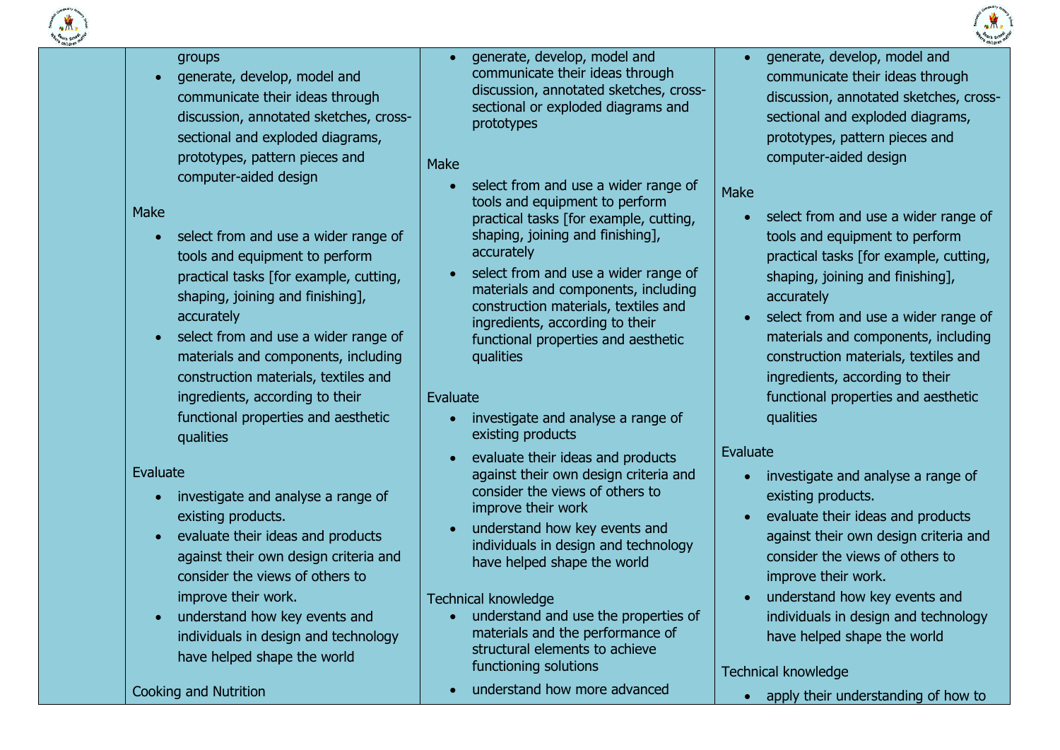| | | | |
|---|---|---|---|
| | groups<br>• generate, develop, model and communicate their ideas through discussion, annotated sketches, cross-sectional and exploded diagrams, prototypes, pattern pieces and computer-aided design<br><br>Make<br>• select from and use a wider range of tools and equipment to perform practical tasks [for example, cutting, shaping, joining and finishing], accurately<br>• select from and use a wider range of materials and components, including construction materials, textiles and ingredients, according to their functional properties and aesthetic qualities<br><br>Evaluate<br>• investigate and analyse a range of existing products.<br>• evaluate their ideas and products against their own design criteria and consider the views of others to improve their work.<br>• understand how key events and individuals in design and technology have helped shape the world<br><br>Cooking and Nutrition | • generate, develop, model and communicate their ideas through discussion, annotated sketches, cross-sectional or exploded diagrams and prototypes<br><br>Make<br>• select from and use a wider range of tools and equipment to perform practical tasks [for example, cutting, shaping, joining and finishing], accurately<br>• select from and use a wider range of materials and components, including construction materials, textiles and ingredients, according to their functional properties and aesthetic qualities<br><br>Evaluate<br>• investigate and analyse a range of existing products<br>• evaluate their ideas and products against their own design criteria and consider the views of others to improve their work<br>• understand how key events and individuals in design and technology have helped shape the world<br><br>Technical knowledge<br>• understand and use the properties of materials and the performance of structural elements to achieve functioning solutions<br>• understand how more advanced | • generate, develop, model and communicate their ideas through discussion, annotated sketches, cross-sectional and exploded diagrams, prototypes, pattern pieces and computer-aided design<br><br>Make<br>• select from and use a wider range of tools and equipment to perform practical tasks [for example, cutting, shaping, joining and finishing], accurately<br>• select from and use a wider range of materials and components, including construction materials, textiles and ingredients, according to their functional properties and aesthetic qualities<br><br>Evaluate<br>• investigate and analyse a range of existing products.<br>• evaluate their ideas and products against their own design criteria and consider the views of others to improve their work.<br>• understand how key events and individuals in design and technology have helped shape the world<br><br>Technical knowledge<br>• apply their understanding of how to |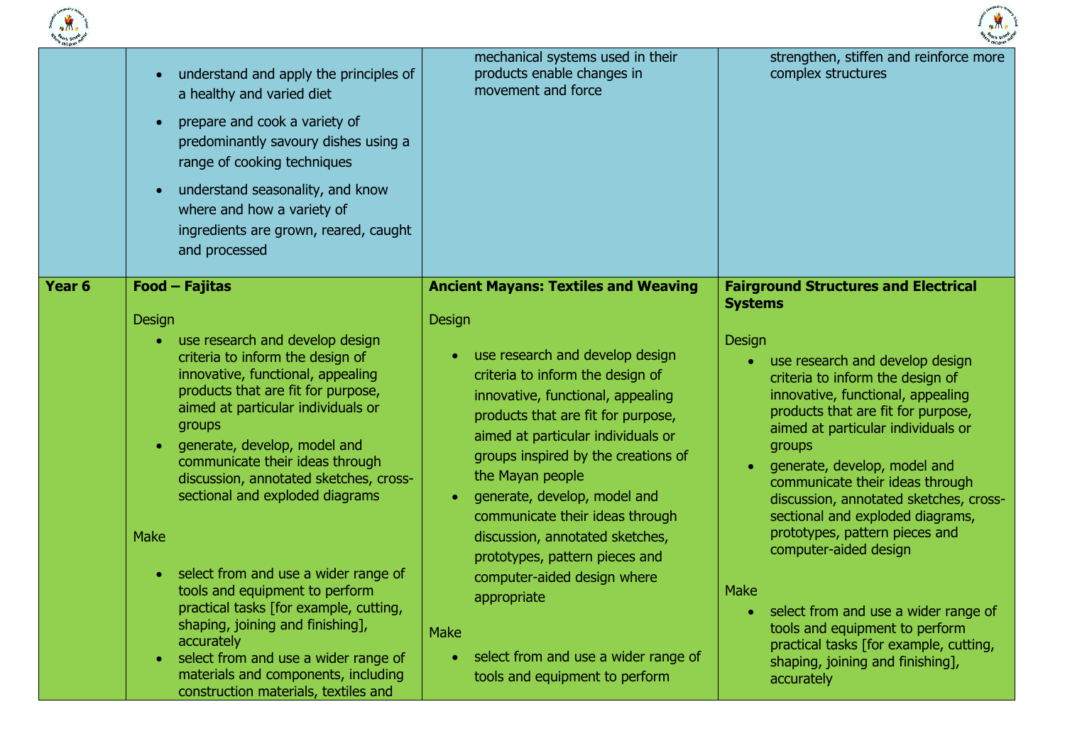| | | | |
|---|---|---|---|
| | • understand and apply the principles of a healthy and varied diet<br>• prepare and cook a variety of predominantly savoury dishes using a range of cooking techniques<br>• understand seasonality, and know where and how a variety of ingredients are grown, reared, caught and processed | mechanical systems used in their products enable changes in movement and force | strengthen, stiffen and reinforce more complex structures |
| **Year 6** | **Food – Fajitas**<br><br>Design<br>• use research and develop design criteria to inform the design of innovative, functional, appealing products that are fit for purpose, aimed at particular individuals or groups<br>• generate, develop, model and communicate their ideas through discussion, annotated sketches, cross-sectional and exploded diagrams<br><br>Make<br>• select from and use a wider range of tools and equipment to perform practical tasks [for example, cutting, shaping, joining and finishing], accurately<br>• select from and use a wider range of materials and components, including construction materials, textiles and | **Ancient Mayans: Textiles and Weaving**<br><br>Design<br>• use research and develop design criteria to inform the design of innovative, functional, appealing products that are fit for purpose, aimed at particular individuals or groups inspired by the creations of the Mayan people<br>• generate, develop, model and communicate their ideas through discussion, annotated sketches, prototypes, pattern pieces and computer-aided design where appropriate<br><br>Make<br>• select from and use a wider range of tools and equipment to perform | **Fairground Structures and Electrical Systems**<br><br>Design<br>• use research and develop design criteria to inform the design of innovative, functional, appealing products that are fit for purpose, aimed at particular individuals or groups<br>• generate, develop, model and communicate their ideas through discussion, annotated sketches, cross-sectional and exploded diagrams, prototypes, pattern pieces and computer-aided design<br><br>Make<br>• select from and use a wider range of tools and equipment to perform practical tasks [for example, cutting, shaping, joining and finishing], accurately |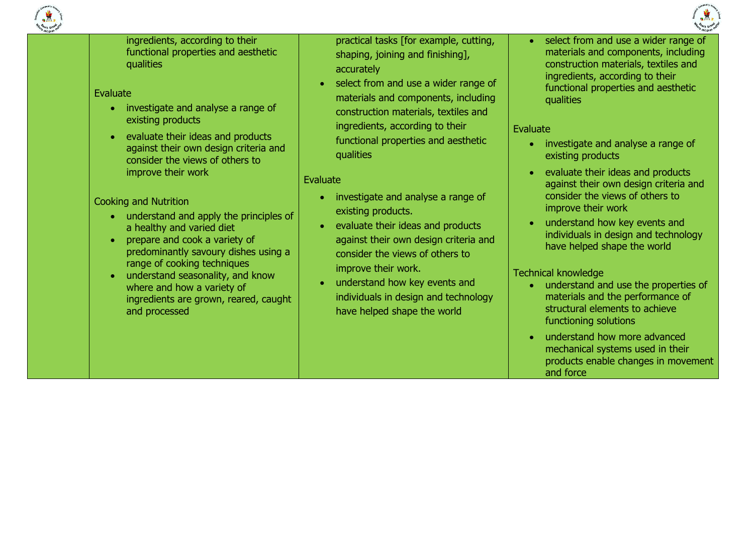| | | | |
|---|---|---|---|
| | ingredients, according to their functional properties and aesthetic qualities<br><br>Evaluate<br>• investigate and analyse a range of existing products<br>• evaluate their ideas and products against their own design criteria and consider the views of others to improve their work<br><br>Cooking and Nutrition<br>• understand and apply the principles of a healthy and varied diet<br>• prepare and cook a variety of predominantly savoury dishes using a range of cooking techniques<br>• understand seasonality, and know where and how a variety of ingredients are grown, reared, caught and processed | practical tasks [for example, cutting, shaping, joining and finishing], accurately<br>• select from and use a wider range of materials and components, including construction materials, textiles and ingredients, according to their functional properties and aesthetic qualities<br><br>Evaluate<br>• investigate and analyse a range of existing products.<br>• evaluate their ideas and products against their own design criteria and consider the views of others to improve their work.<br>• understand how key events and individuals in design and technology have helped shape the world | • select from and use a wider range of materials and components, including construction materials, textiles and ingredients, according to their functional properties and aesthetic qualities<br><br>Evaluate<br>• investigate and analyse a range of existing products<br>• evaluate their ideas and products against their own design criteria and consider the views of others to improve their work<br>• understand how key events and individuals in design and technology have helped shape the world<br><br>Technical knowledge<br>• understand and use the properties of materials and the performance of structural elements to achieve functioning solutions<br>• understand how more advanced mechanical systems used in their products enable changes in movement and force |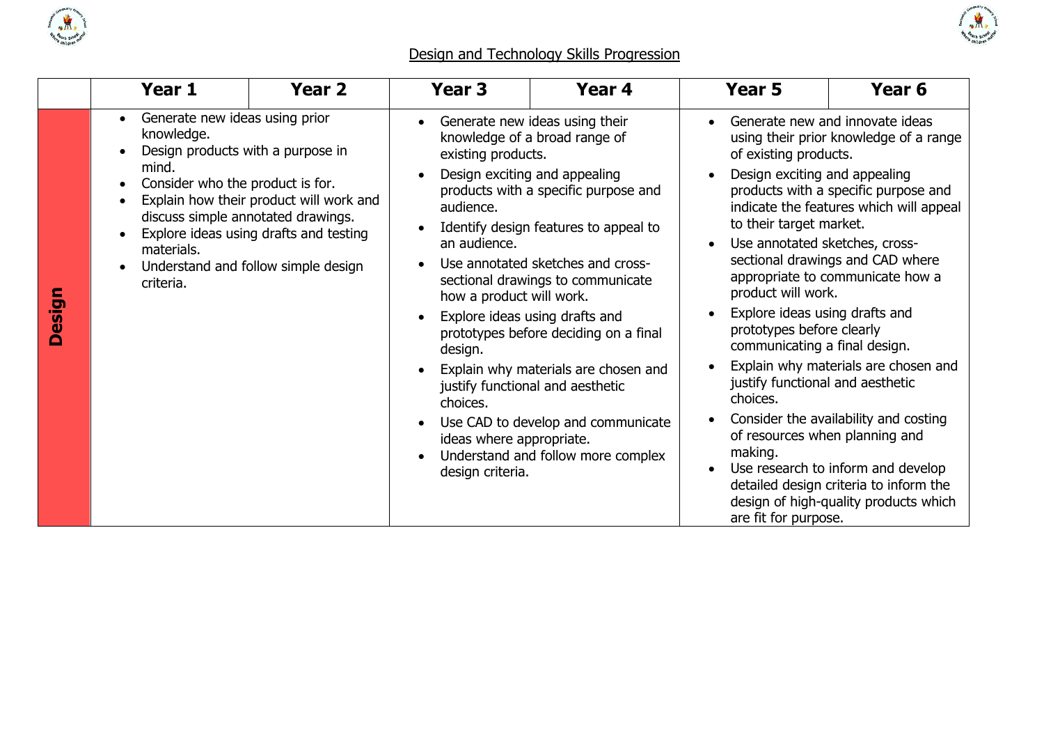## Design and Technology Skills Progression

| | Year 1 | Year 2 | Year 3 | Year 4 | Year 5 | Year 6 |
|---|---|---|---|---|---|---|
| **Design** | • Generate new ideas using prior knowledge.<br>• Design products with a purpose in mind.<br>• Consider who the product is for.<br>• Explain how their product will work and discuss simple annotated drawings.<br>• Explore ideas using drafts and testing materials.<br>• Understand and follow simple design criteria. | | • Generate new ideas using their knowledge of a broad range of existing products.<br>• Design exciting and appealing products with a specific purpose and audience.<br>• Identify design features to appeal to an audience.<br>• Use annotated sketches and cross-sectional drawings to communicate how a product will work.<br>• Explore ideas using drafts and prototypes before deciding on a final design.<br>• Explain why materials are chosen and justify functional and aesthetic choices.<br>• Use CAD to develop and communicate ideas where appropriate.<br>• Understand and follow more complex design criteria. | | • Generate new and innovate ideas using their prior knowledge of a range of existing products.<br>• Design exciting and appealing products with a specific purpose and indicate the features which will appeal to their target market.<br>• Use annotated sketches, cross-sectional drawings and CAD where appropriate to communicate how a product will work.<br>• Explore ideas using drafts and prototypes before clearly communicating a final design.<br>• Explain why materials are chosen and justify functional and aesthetic choices.<br>• Consider the availability and costing of resources when planning and making.<br>• Use research to inform and develop detailed design criteria to inform the design of high-quality products which are fit for purpose. | |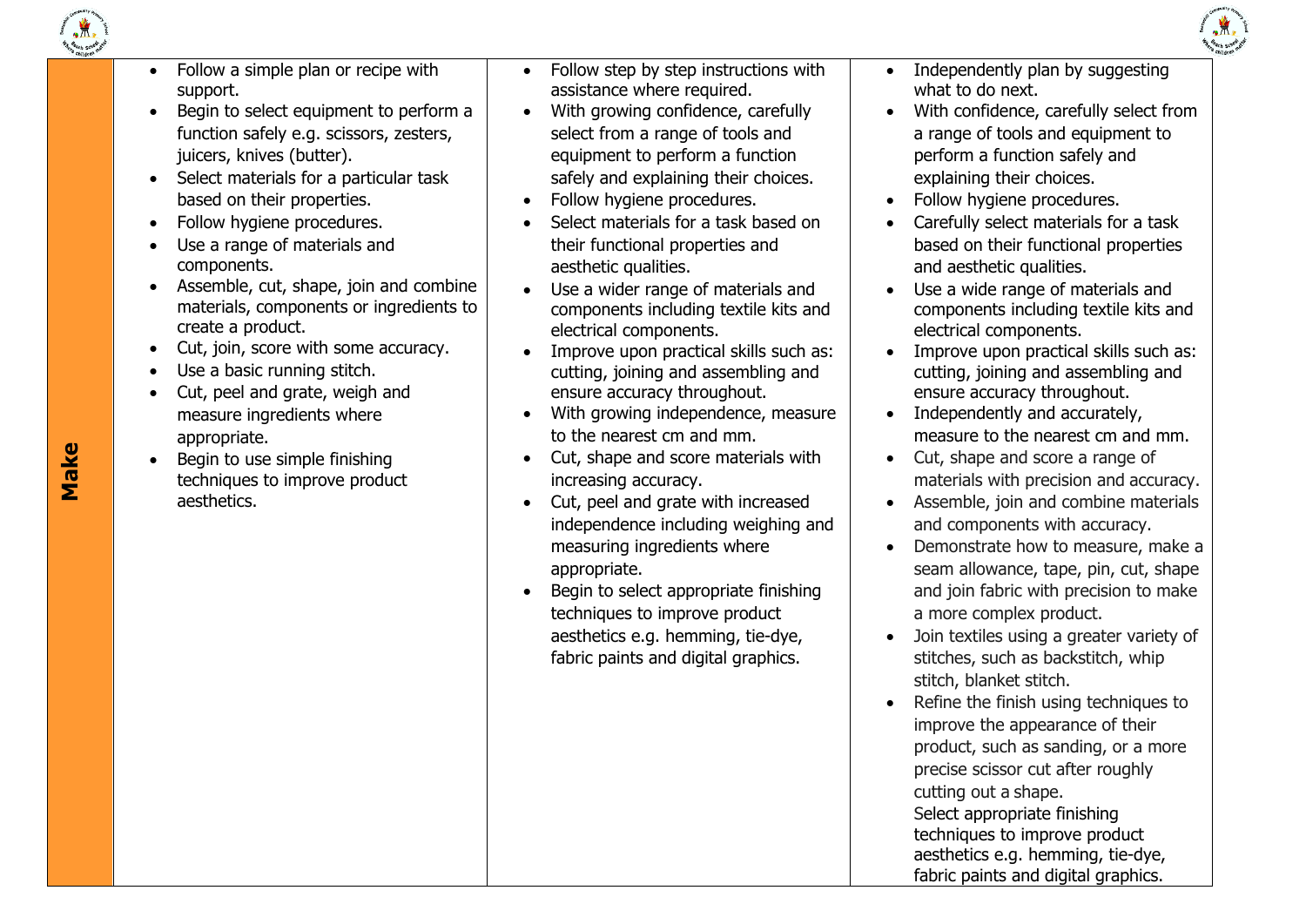| Make | | | |
|---|---|---|---|
| **Make** | • Follow a simple plan or recipe with support.<br>• Begin to select equipment to perform a function safely e.g. scissors, zesters, juicers, knives (butter).<br>• Select materials for a particular task based on their properties.<br>• Follow hygiene procedures.<br>• Use a range of materials and components.<br>• Assemble, cut, shape, join and combine materials, components or ingredients to create a product.<br>• Cut, join, score with some accuracy.<br>• Use a basic running stitch.<br>• Cut, peel and grate, weigh and measure ingredients where appropriate.<br>• Begin to use simple finishing techniques to improve product aesthetics. | • Follow step by step instructions with assistance where required.<br>• With growing confidence, carefully select from a range of tools and equipment to perform a function safely and explaining their choices.<br>• Follow hygiene procedures.<br>• Select materials for a task based on their functional properties and aesthetic qualities.<br>• Use a wider range of materials and components including textile kits and electrical components.<br>• Improve upon practical skills such as: cutting, joining and assembling and ensure accuracy throughout.<br>• With growing independence, measure to the nearest cm and mm.<br>• Cut, shape and score materials with increasing accuracy.<br>• Cut, peel and grate with increased independence including weighing and measuring ingredients where appropriate.<br>• Begin to select appropriate finishing techniques to improve product aesthetics e.g. hemming, tie-dye, fabric paints and digital graphics. | • Independently plan by suggesting what to do next.<br>• With confidence, carefully select from a range of tools and equipment to perform a function safely and explaining their choices.<br>• Follow hygiene procedures.<br>• Carefully select materials for a task based on their functional properties and aesthetic qualities.<br>• Use a wide range of materials and components including textile kits and electrical components.<br>• Improve upon practical skills such as: cutting, joining and assembling and ensure accuracy throughout.<br>• Independently and accurately, measure to the nearest cm and mm.<br>• Cut, shape and score a range of materials with precision and accuracy.<br>• Assemble, join and combine materials and components with accuracy.<br>• Demonstrate how to measure, make a seam allowance, tape, pin, cut, shape and join fabric with precision to make a more complex product.<br>• Join textiles using a greater variety of stitches, such as backstitch, whip stitch, blanket stitch.<br>• Refine the finish using techniques to improve the appearance of their product, such as sanding, or a more precise scissor cut after roughly cutting out a shape.<br>Select appropriate finishing techniques to improve product aesthetics e.g. hemming, tie-dye, fabric paints and digital graphics. |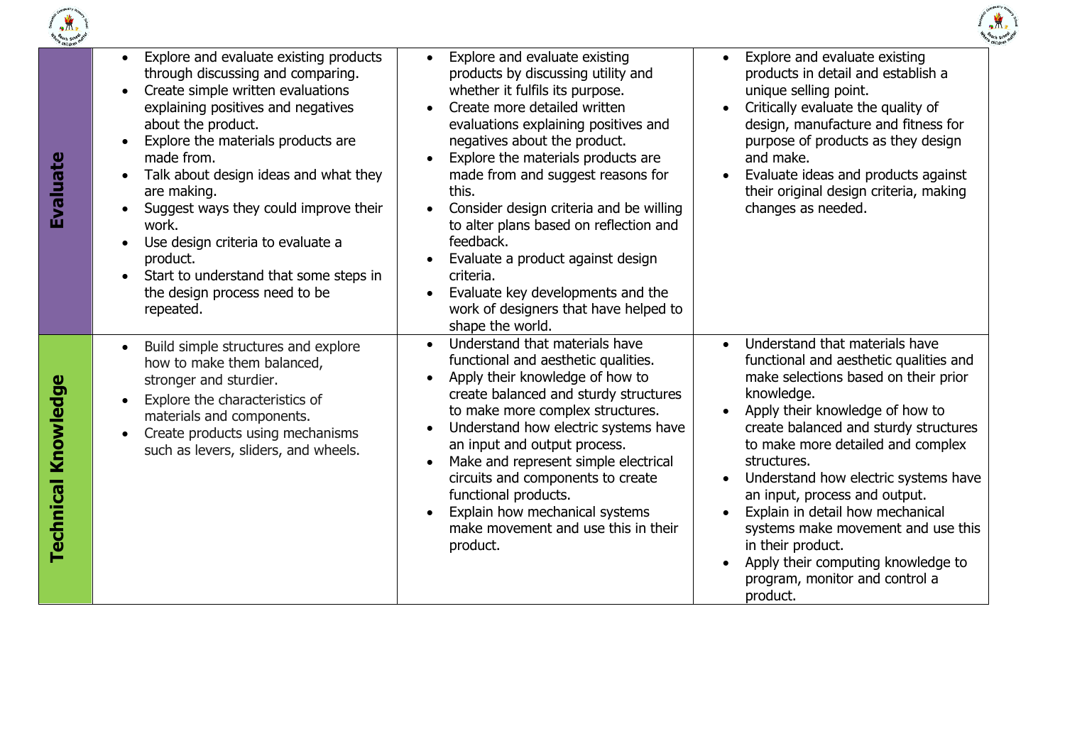| | | | |
|---|---|---|---|
| **Evaluate** | • Explore and evaluate existing products through discussing and comparing.<br>• Create simple written evaluations explaining positives and negatives about the product.<br>• Explore the materials products are made from.<br>• Talk about design ideas and what they are making.<br>• Suggest ways they could improve their work.<br>• Use design criteria to evaluate a product.<br>• Start to understand that some steps in the design process need to be repeated. | • Explore and evaluate existing products by discussing utility and whether it fulfils its purpose.<br>• Create more detailed written evaluations explaining positives and negatives about the product.<br>• Explore the materials products are made from and suggest reasons for this.<br>• Consider design criteria and be willing to alter plans based on reflection and feedback.<br>• Evaluate a product against design criteria.<br>• Evaluate key developments and the work of designers that have helped to shape the world. | • Explore and evaluate existing products in detail and establish a unique selling point.<br>• Critically evaluate the quality of design, manufacture and fitness for purpose of products as they design and make.<br>• Evaluate ideas and products against their original design criteria, making changes as needed. |
| **Technical Knowledge** | • Build simple structures and explore how to make them balanced, stronger and sturdier.<br>• Explore the characteristics of materials and components.<br>• Create products using mechanisms such as levers, sliders, and wheels. | • Understand that materials have functional and aesthetic qualities.<br>• Apply their knowledge of how to create balanced and sturdy structures to make more complex structures.<br>• Understand how electric systems have an input and output process.<br>• Make and represent simple electrical circuits and components to create functional products.<br>• Explain how mechanical systems make movement and use this in their product. | • Understand that materials have functional and aesthetic qualities and make selections based on their prior knowledge.<br>• Apply their knowledge of how to create balanced and sturdy structures to make more detailed and complex structures.<br>• Understand how electric systems have an input, process and output.<br>• Explain in detail how mechanical systems make movement and use this in their product.<br>• Apply their computing knowledge to program, monitor and control a product. |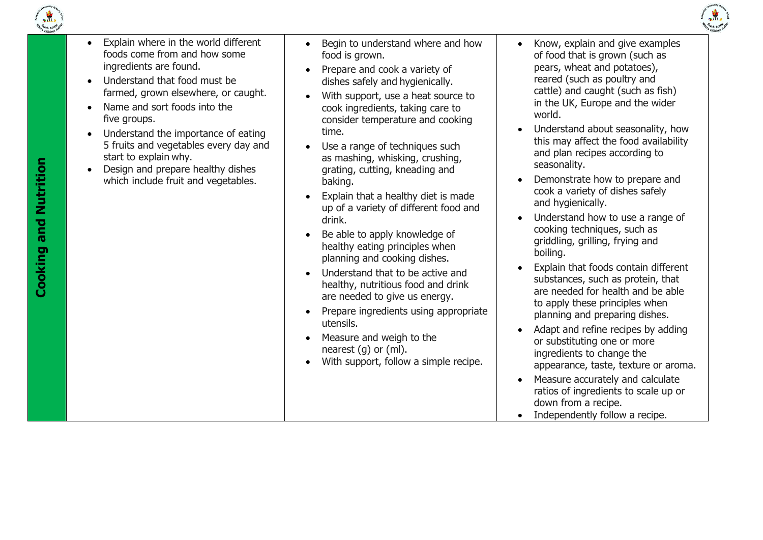| Cooking and Nutrition | | | |
|---|---|---|---|
| **Cooking and Nutrition** | • Explain where in the world different foods come from and how some ingredients are found.<br>• Understand that food must be farmed, grown elsewhere, or caught.<br>• Name and sort foods into the five groups.<br>• Understand the importance of eating 5 fruits and vegetables every day and start to explain why.<br>• Design and prepare healthy dishes which include fruit and vegetables. | • Begin to understand where and how food is grown.<br>• Prepare and cook a variety of dishes safely and hygienically.<br>• With support, use a heat source to cook ingredients, taking care to consider temperature and cooking time.<br>• Use a range of techniques such as mashing, whisking, crushing, grating, cutting, kneading and baking.<br>• Explain that a healthy diet is made up of a variety of different food and drink.<br>• Be able to apply knowledge of healthy eating principles when planning and cooking dishes.<br>• Understand that to be active and healthy, nutritious food and drink are needed to give us energy.<br>• Prepare ingredients using appropriate utensils.<br>• Measure and weigh to the nearest (g) or (ml).<br>• With support, follow a simple recipe. | • Know, explain and give examples of food that is grown (such as pears, wheat and potatoes), reared (such as poultry and cattle) and caught (such as fish) in the UK, Europe and the wider world.<br>• Understand about seasonality, how this may affect the food availability and plan recipes according to seasonality.<br>• Demonstrate how to prepare and cook a variety of dishes safely and hygienically.<br>• Understand how to use a range of cooking techniques, such as griddling, grilling, frying and boiling.<br>• Explain that foods contain different substances, such as protein, that are needed for health and be able to apply these principles when planning and preparing dishes.<br>• Adapt and refine recipes by adding or substituting one or more ingredients to change the appearance, taste, texture or aroma.<br>• Measure accurately and calculate ratios of ingredients to scale up or down from a recipe.<br>• Independently follow a recipe. |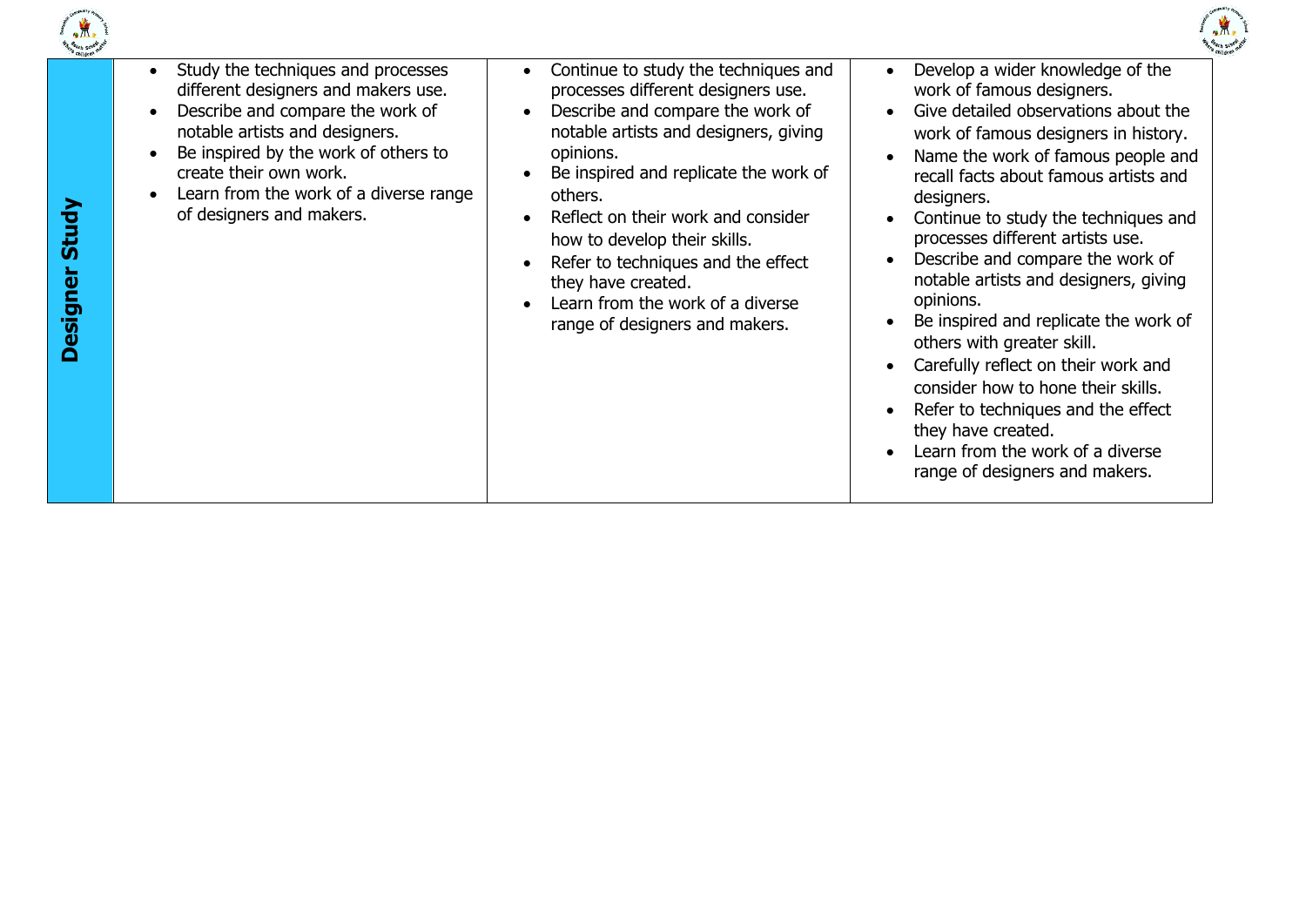| Designer Study | <ul><li>Study the techniques and processes different designers and makers use.</li><li>Describe and compare the work of notable artists and designers.</li><li>Be inspired by the work of others to create their own work.</li><li>Learn from the work of a diverse range of designers and makers.</li></ul> | <ul><li>Continue to study the techniques and processes different designers use.</li><li>Describe and compare the work of notable artists and designers, giving opinions.</li><li>Be inspired and replicate the work of others.</li><li>Reflect on their work and consider how to develop their skills.</li><li>Refer to techniques and the effect they have created.</li><li>Learn from the work of a diverse range of designers and makers.</li></ul> | <ul><li>Develop a wider knowledge of the work of famous designers.</li><li>Give detailed observations about the work of famous designers in history.</li><li>Name the work of famous people and recall facts about famous artists and designers.</li><li>Continue to study the techniques and processes different artists use.</li><li>Describe and compare the work of notable artists and designers, giving opinions.</li><li>Be inspired and replicate the work of others with greater skill.</li><li>Carefully reflect on their work and consider how to hone their skills.</li><li>Refer to techniques and the effect they have created.</li><li>Learn from the work of a diverse range of designers and makers.</li></ul> |
|---|---|---|---|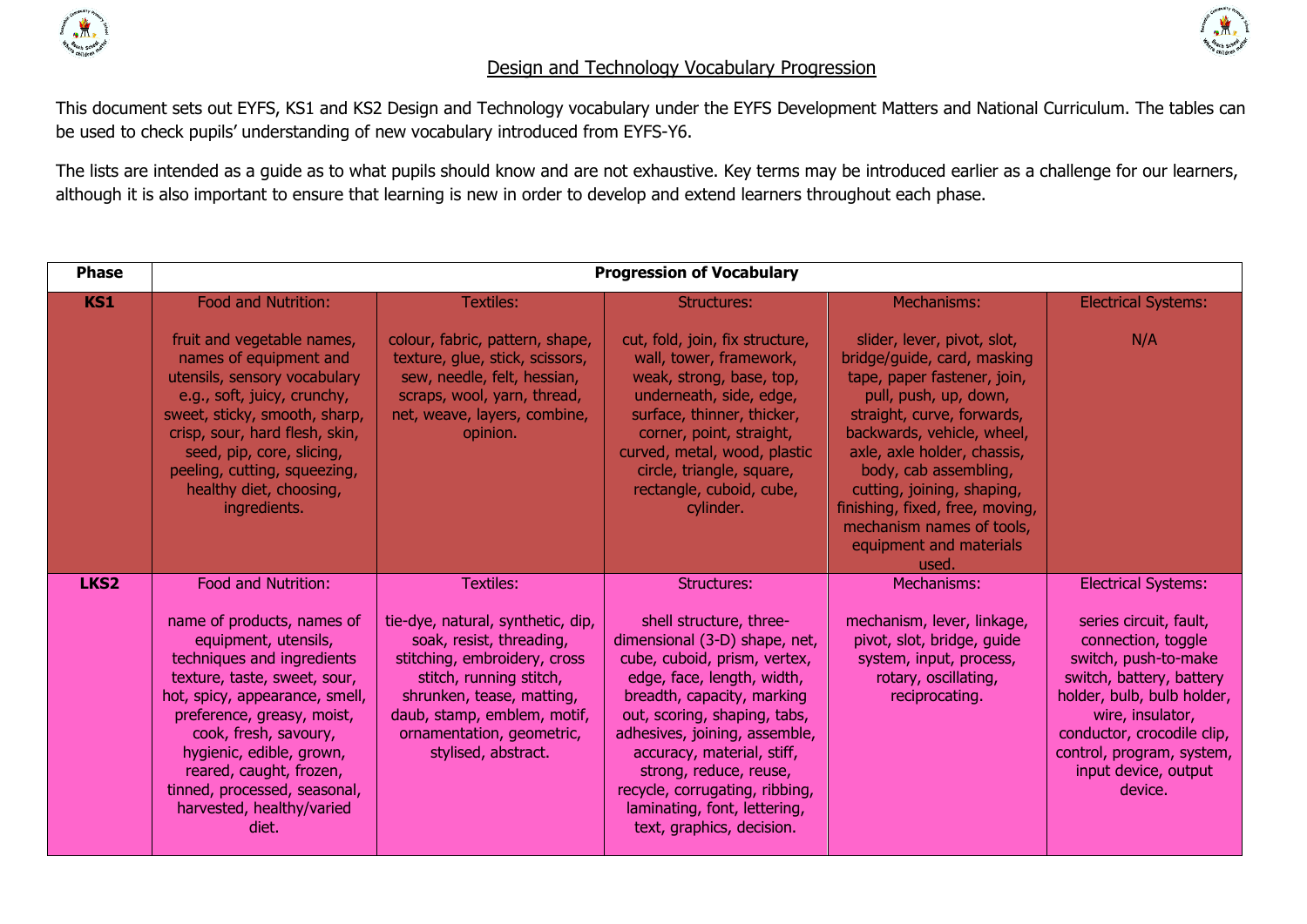## Design and Technology Vocabulary Progression

This document sets out EYFS, KS1 and KS2 Design and Technology vocabulary under the EYFS Development Matters and National Curriculum. The tables can be used to check pupils' understanding of new vocabulary introduced from EYFS-Y6.

The lists are intended as a guide as to what pupils should know and are not exhaustive. Key terms may be introduced earlier as a challenge for our learners, although it is also important to ensure that learning is new in order to develop and extend learners throughout each phase.

| Phase | Progression of Vocabulary | | | | |
|---|---|---|---|---|---|
| **KS1** | Food and Nutrition:<br><br>fruit and vegetable names, names of equipment and utensils, sensory vocabulary e.g., soft, juicy, crunchy, sweet, sticky, smooth, sharp, crisp, sour, hard flesh, skin, seed, pip, core, slicing, peeling, cutting, squeezing, healthy diet, choosing, ingredients. | Textiles:<br><br>colour, fabric, pattern, shape, texture, glue, stick, scissors, sew, needle, felt, hessian, scraps, wool, yarn, thread, net, weave, layers, combine, opinion. | Structures:<br><br>cut, fold, join, fix structure, wall, tower, framework, weak, strong, base, top, underneath, side, edge, surface, thinner, thicker, corner, point, straight, curved, metal, wood, plastic circle, triangle, square, rectangle, cuboid, cube, cylinder. | Mechanisms:<br><br>slider, lever, pivot, slot, bridge/guide, card, masking tape, paper fastener, join, pull, push, up, down, straight, curve, forwards, backwards, vehicle, wheel, axle, axle holder, chassis, body, cab assembling, cutting, joining, shaping, finishing, fixed, free, moving, mechanism names of tools, equipment and materials used. | Electrical Systems:<br><br>N/A |
| **LKS2** | Food and Nutrition:<br><br>name of products, names of equipment, utensils, techniques and ingredients texture, taste, sweet, sour, hot, spicy, appearance, smell, preference, greasy, moist, cook, fresh, savoury, hygienic, edible, grown, reared, caught, frozen, tinned, processed, seasonal, harvested, healthy/varied diet. | Textiles:<br><br>tie-dye, natural, synthetic, dip, soak, resist, threading, stitching, embroidery, cross stitch, running stitch, shrunken, tease, matting, daub, stamp, emblem, motif, ornamentation, geometric, stylised, abstract. | Structures:<br><br>shell structure, three-dimensional (3-D) shape, net, cube, cuboid, prism, vertex, edge, face, length, width, breadth, capacity, marking out, scoring, shaping, tabs, adhesives, joining, assemble, accuracy, material, stiff, strong, reduce, reuse, recycle, corrugating, ribbing, laminating, font, lettering, text, graphics, decision. | Mechanisms:<br><br>mechanism, lever, linkage, pivot, slot, bridge, guide system, input, process, rotary, oscillating, reciprocating. | Electrical Systems:<br><br>series circuit, fault, connection, toggle switch, push-to-make switch, battery, battery holder, bulb, bulb holder, wire, insulator, conductor, crocodile clip, control, program, system, input device, output device. |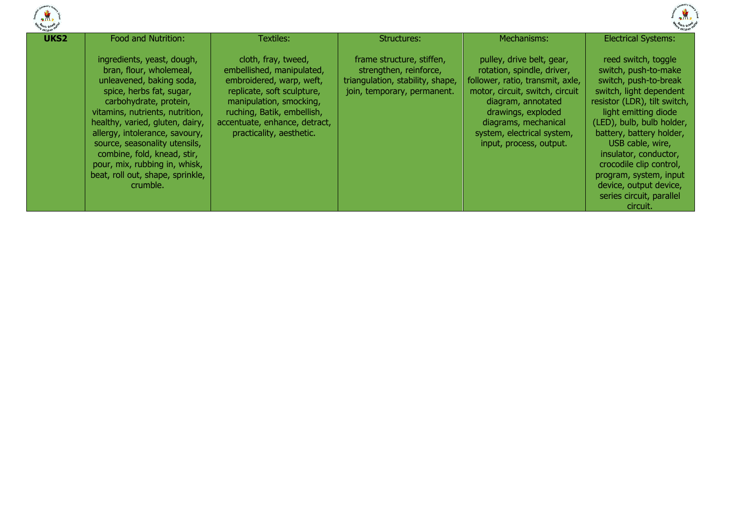| UKS2 | Food and Nutrition: | Textiles: | Structures: | Mechanisms: | Electrical Systems: |
|---|---|---|---|---|---|
| | ingredients, yeast, dough, bran, flour, wholemeal, unleavened, baking soda, spice, herbs fat, sugar, carbohydrate, protein, vitamins, nutrients, nutrition, healthy, varied, gluten, dairy, allergy, intolerance, savoury, source, seasonality utensils, combine, fold, knead, stir, pour, mix, rubbing in, whisk, beat, roll out, shape, sprinkle, crumble. | cloth, fray, tweed, embellished, manipulated, embroidered, warp, weft, replicate, soft sculpture, manipulation, smocking, ruching, Batik, embellish, accentuate, enhance, detract, practicality, aesthetic. | frame structure, stiffen, strengthen, reinforce, triangulation, stability, shape, join, temporary, permanent. | pulley, drive belt, gear, rotation, spindle, driver, follower, ratio, transmit, axle, motor, circuit, switch, circuit diagram, annotated drawings, exploded diagrams, mechanical system, electrical system, input, process, output. | reed switch, toggle switch, push-to-make switch, push-to-break switch, light dependent resistor (LDR), tilt switch, light emitting diode (LED), bulb, bulb holder, battery, battery holder, USB cable, wire, insulator, conductor, crocodile clip control, program, system, input device, output device, series circuit, parallel circuit. |